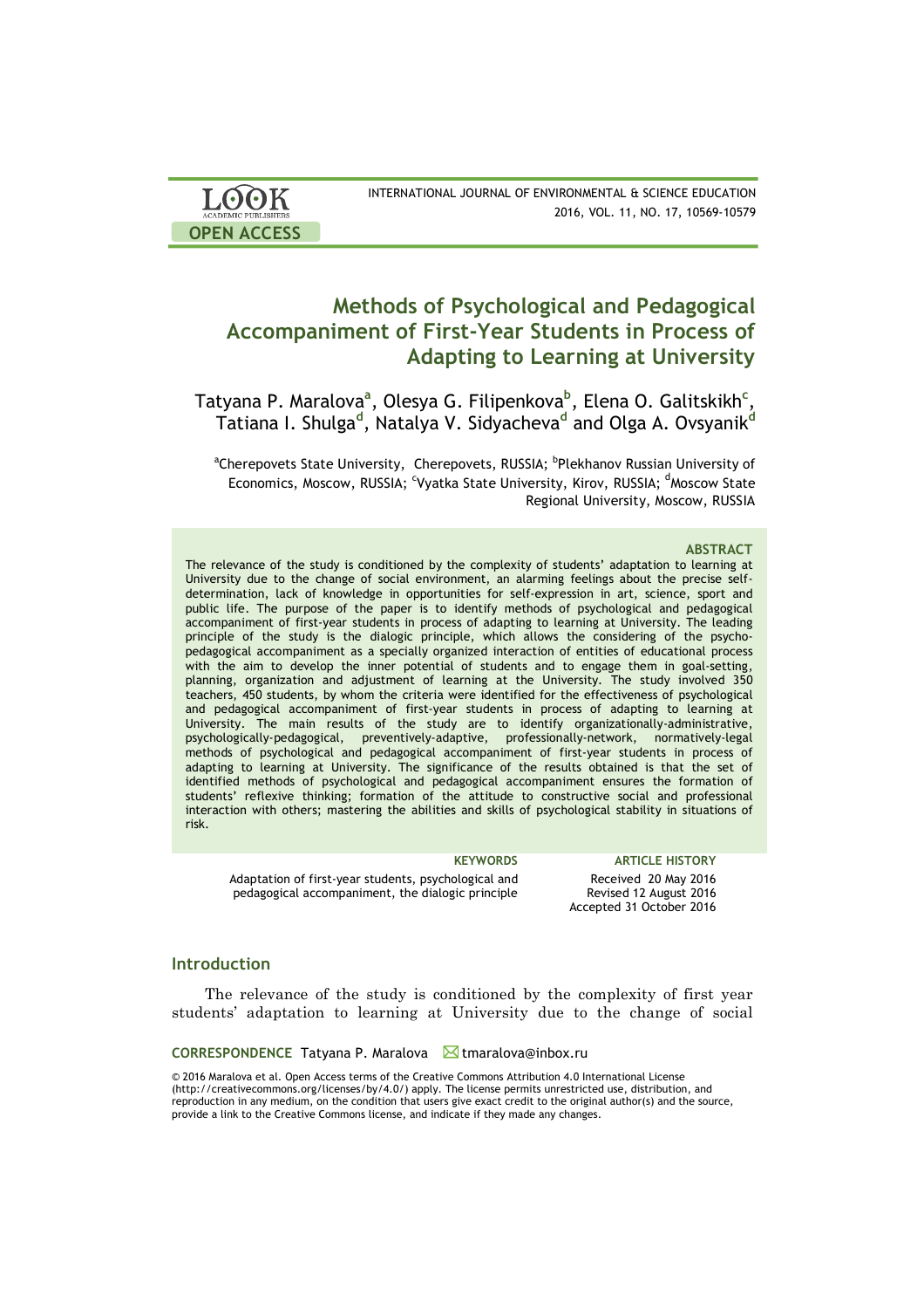# Methods of Psychological and Pedagogical Accompaniment of First-Year Students in Process of Adapting to Learning at University

Tatyana P. Maralova[a], Olesya G. Filipenkova[b], Elena O. Galitskikh[c], Tatiana I. Shulga[d], Natalya V. Sidyacheva[d] and Olga A. Ovsyanik[d]

[a]Cherepovets State University, Cherepovets, RUSSIA; [b]Plekhanov Russian University of Economics, Moscow, RUSSIA; [c]Vyatka State University, Kirov, RUSSIA; [d]Moscow State Regional University, Moscow, RUSSIA

### ABSTRACT

The relevance of the study is conditioned by the complexity of students' adaptation to learning at University due to the change of social environment, an alarming feelings about the precise self-determination, lack of knowledge in opportunities for self-expression in art, science, sport and public life. The purpose of the paper is to identify methods of psychological and pedagogical accompaniment of first-year students in process of adapting to learning at University. The leading principle of the study is the dialogic principle, which allows the considering of the psycho-pedagogical accompaniment as a specially organized interaction of entities of educational process with the aim to develop the inner potential of students and to engage them in goal-setting, planning, organization and adjustment of learning at the University. The study involved 350 teachers, 450 students, by whom the criteria were identified for the effectiveness of psychological and pedagogical accompaniment of first-year students in process of adapting to learning at University. The main results of the study are to identify organizationally-administrative, psychologically-pedagogical, preventively-adaptive, professionally-network, normatively-legal methods of psychological and pedagogical accompaniment of first-year students in process of adapting to learning at University. The significance of the results obtained is that the set of identified methods of psychological and pedagogical accompaniment ensures the formation of students' reflexive thinking; formation of the attitude to constructive social and professional interaction with others; mastering the abilities and skills of psychological stability in situations of risk.

**KEYWORDS**
Adaptation of first-year students, psychological and pedagogical accompaniment, the dialogic principle

**ARTICLE HISTORY**
Received 20 May 2016
Revised 12 August 2016
Accepted 31 October 2016

## Introduction

The relevance of the study is conditioned by the complexity of first year students' adaptation to learning at University due to the change of social

**CORRESPONDENCE** Tatyana P. Maralova ✉ tmaralova@inbox.ru

© 2016 Maralova et al. Open Access terms of the Creative Commons Attribution 4.0 International License (http://creativecommons.org/licenses/by/4.0/) apply. The license permits unrestricted use, distribution, and reproduction in any medium, on the condition that users give exact credit to the original author(s) and the source, provide a link to the Creative Commons license, and indicate if they made any changes.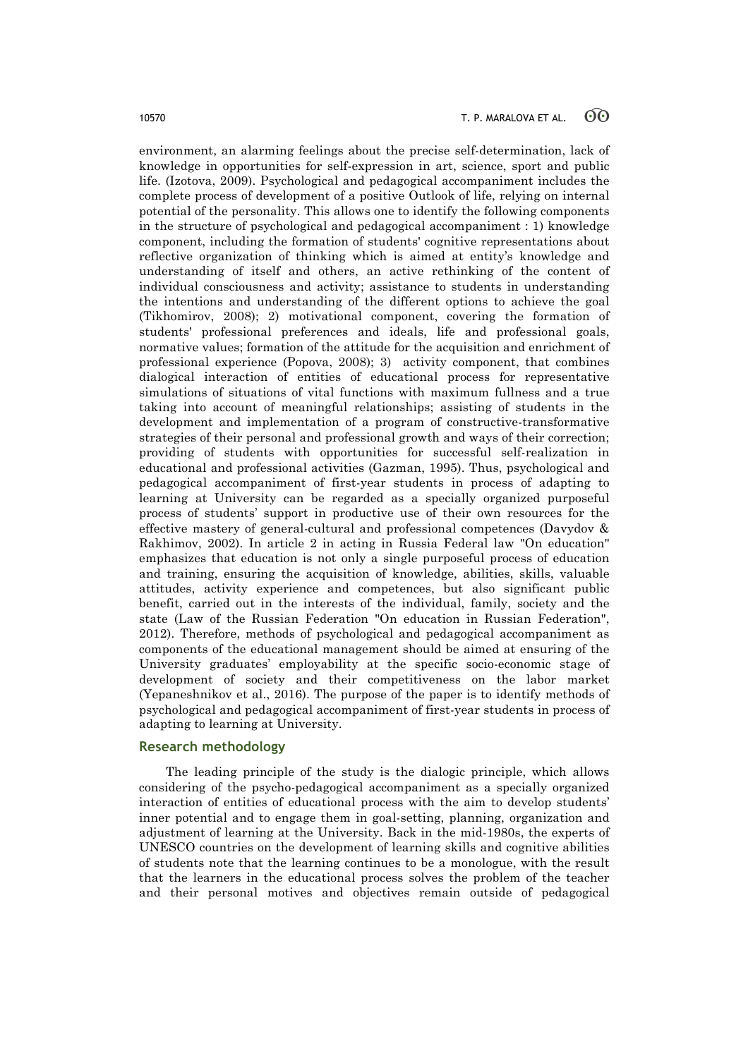environment, an alarming feelings about the precise self-determination, lack of knowledge in opportunities for self-expression in art, science, sport and public life. (Izotova, 2009). Psychological and pedagogical accompaniment includes the complete process of development of a positive Outlook of life, relying on internal potential of the personality. This allows one to identify the following components in the structure of psychological and pedagogical accompaniment : 1) knowledge component, including the formation of students' cognitive representations about reflective organization of thinking which is aimed at entity's knowledge and understanding of itself and others, an active rethinking of the content of individual consciousness and activity; assistance to students in understanding the intentions and understanding of the different options to achieve the goal (Tikhomirov, 2008); 2) motivational component, covering the formation of students' professional preferences and ideals, life and professional goals, normative values; formation of the attitude for the acquisition and enrichment of professional experience (Popova, 2008); 3) activity component, that combines dialogical interaction of entities of educational process for representative simulations of situations of vital functions with maximum fullness and a true taking into account of meaningful relationships; assisting of students in the development and implementation of a program of constructive-transformative strategies of their personal and professional growth and ways of their correction; providing of students with opportunities for successful self-realization in educational and professional activities (Gazman, 1995). Thus, psychological and pedagogical accompaniment of first-year students in process of adapting to learning at University can be regarded as a specially organized purposeful process of students' support in productive use of their own resources for the effective mastery of general-cultural and professional competences (Davydov & Rakhimov, 2002). In article 2 in acting in Russia Federal law "On education" emphasizes that education is not only a single purposeful process of education and training, ensuring the acquisition of knowledge, abilities, skills, valuable attitudes, activity experience and competences, but also significant public benefit, carried out in the interests of the individual, family, society and the state (Law of the Russian Federation "On education in Russian Federation", 2012). Therefore, methods of psychological and pedagogical accompaniment as components of the educational management should be aimed at ensuring of the University graduates' employability at the specific socio-economic stage of development of society and their competitiveness on the labor market (Yepaneshnikov et al., 2016). The purpose of the paper is to identify methods of psychological and pedagogical accompaniment of first-year students in process of adapting to learning at University.

## Research methodology

The leading principle of the study is the dialogic principle, which allows considering of the psycho-pedagogical accompaniment as a specially organized interaction of entities of educational process with the aim to develop students' inner potential and to engage them in goal-setting, planning, organization and adjustment of learning at the University. Back in the mid-1980s, the experts of UNESCO countries on the development of learning skills and cognitive abilities of students note that the learning continues to be a monologue, with the result that the learners in the educational process solves the problem of the teacher and their personal motives and objectives remain outside of pedagogical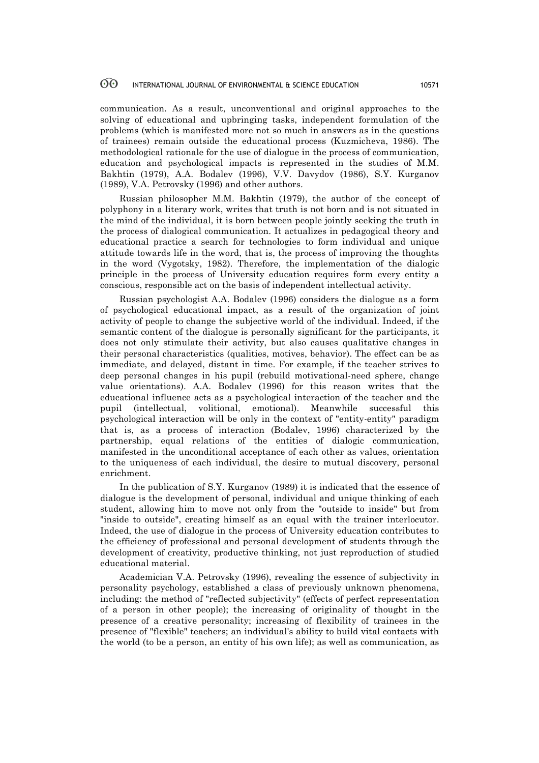communication. As a result, unconventional and original approaches to the solving of educational and upbringing tasks, independent formulation of the problems (which is manifested more not so much in answers as in the questions of trainees) remain outside the educational process (Kuzmicheva, 1986). The methodological rationale for the use of dialogue in the process of communication, education and psychological impacts is represented in the studies of M.M. Bakhtin (1979), A.A. Bodalev (1996), V.V. Davydov (1986), S.Y. Kurganov (1989), V.A. Petrovsky (1996) and other authors.

Russian philosopher M.M. Bakhtin (1979), the author of the concept of polyphony in a literary work, writes that truth is not born and is not situated in the mind of the individual, it is born between people jointly seeking the truth in the process of dialogical communication. It actualizes in pedagogical theory and educational practice a search for technologies to form individual and unique attitude towards life in the word, that is, the process of improving the thoughts in the word (Vygotsky, 1982). Therefore, the implementation of the dialogic principle in the process of University education requires form every entity a conscious, responsible act on the basis of independent intellectual activity.

Russian psychologist A.A. Bodalev (1996) considers the dialogue as a form of psychological educational impact, as a result of the organization of joint activity of people to change the subjective world of the individual. Indeed, if the semantic content of the dialogue is personally significant for the participants, it does not only stimulate their activity, but also causes qualitative changes in their personal characteristics (qualities, motives, behavior). The effect can be as immediate, and delayed, distant in time. For example, if the teacher strives to deep personal changes in his pupil (rebuild motivational-need sphere, change value orientations). A.A. Bodalev (1996) for this reason writes that the educational influence acts as a psychological interaction of the teacher and the pupil (intellectual, volitional, emotional). Meanwhile successful this psychological interaction will be only in the context of "entity-entity" paradigm that is, as a process of interaction (Bodalev, 1996) characterized by the partnership, equal relations of the entities of dialogic communication, manifested in the unconditional acceptance of each other as values, orientation to the uniqueness of each individual, the desire to mutual discovery, personal enrichment.

In the publication of S.Y. Kurganov (1989) it is indicated that the essence of dialogue is the development of personal, individual and unique thinking of each student, allowing him to move not only from the "outside to inside" but from "inside to outside", creating himself as an equal with the trainer interlocutor. Indeed, the use of dialogue in the process of University education contributes to the efficiency of professional and personal development of students through the development of creativity, productive thinking, not just reproduction of studied educational material.

Academician V.A. Petrovsky (1996), revealing the essence of subjectivity in personality psychology, established a class of previously unknown phenomena, including: the method of "reflected subjectivity" (effects of perfect representation of a person in other people); the increasing of originality of thought in the presence of a creative personality; increasing of flexibility of trainees in the presence of "flexible" teachers; an individual's ability to build vital contacts with the world (to be a person, an entity of his own life); as well as communication, as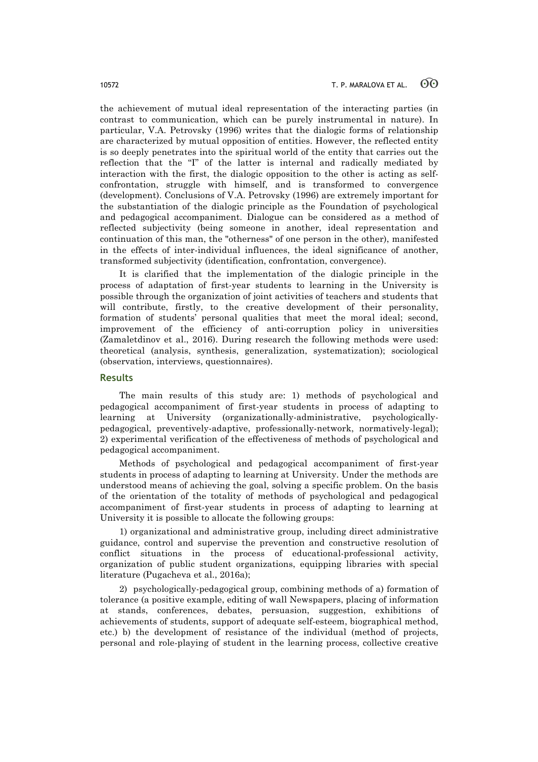the achievement of mutual ideal representation of the interacting parties (in contrast to communication, which can be purely instrumental in nature). In particular, V.A. Petrovsky (1996) writes that the dialogic forms of relationship are characterized by mutual opposition of entities. However, the reflected entity is so deeply penetrates into the spiritual world of the entity that carries out the reflection that the "I" of the latter is internal and radically mediated by interaction with the first, the dialogic opposition to the other is acting as self-confrontation, struggle with himself, and is transformed to convergence (development). Conclusions of V.A. Petrovsky (1996) are extremely important for the substantiation of the dialogic principle as the Foundation of psychological and pedagogical accompaniment. Dialogue can be considered as a method of reflected subjectivity (being someone in another, ideal representation and continuation of this man, the "otherness" of one person in the other), manifested in the effects of inter-individual influences, the ideal significance of another, transformed subjectivity (identification, confrontation, convergence).

It is clarified that the implementation of the dialogic principle in the process of adaptation of first-year students to learning in the University is possible through the organization of joint activities of teachers and students that will contribute, firstly, to the creative development of their personality, formation of students' personal qualities that meet the moral ideal; second, improvement of the efficiency of anti-corruption policy in universities (Zamaletdinov et al., 2016). During research the following methods were used: theoretical (analysis, synthesis, generalization, systematization); sociological (observation, interviews, questionnaires).

## Results

The main results of this study are: 1) methods of psychological and pedagogical accompaniment of first-year students in process of adapting to learning at University (organizationally-administrative, psychologically-pedagogical, preventively-adaptive, professionally-network, normatively-legal); 2) experimental verification of the effectiveness of methods of psychological and pedagogical accompaniment.

Methods of psychological and pedagogical accompaniment of first-year students in process of adapting to learning at University. Under the methods are understood means of achieving the goal, solving a specific problem. On the basis of the orientation of the totality of methods of psychological and pedagogical accompaniment of first-year students in process of adapting to learning at University it is possible to allocate the following groups:

1) organizational and administrative group, including direct administrative guidance, control and supervise the prevention and constructive resolution of conflict situations in the process of educational-professional activity, organization of public student organizations, equipping libraries with special literature (Pugacheva et al., 2016a);

2) psychologically-pedagogical group, combining methods of a) formation of tolerance (a positive example, editing of wall Newspapers, placing of information at stands, conferences, debates, persuasion, suggestion, exhibitions of achievements of students, support of adequate self-esteem, biographical method, etc.) b) the development of resistance of the individual (method of projects, personal and role-playing of student in the learning process, collective creative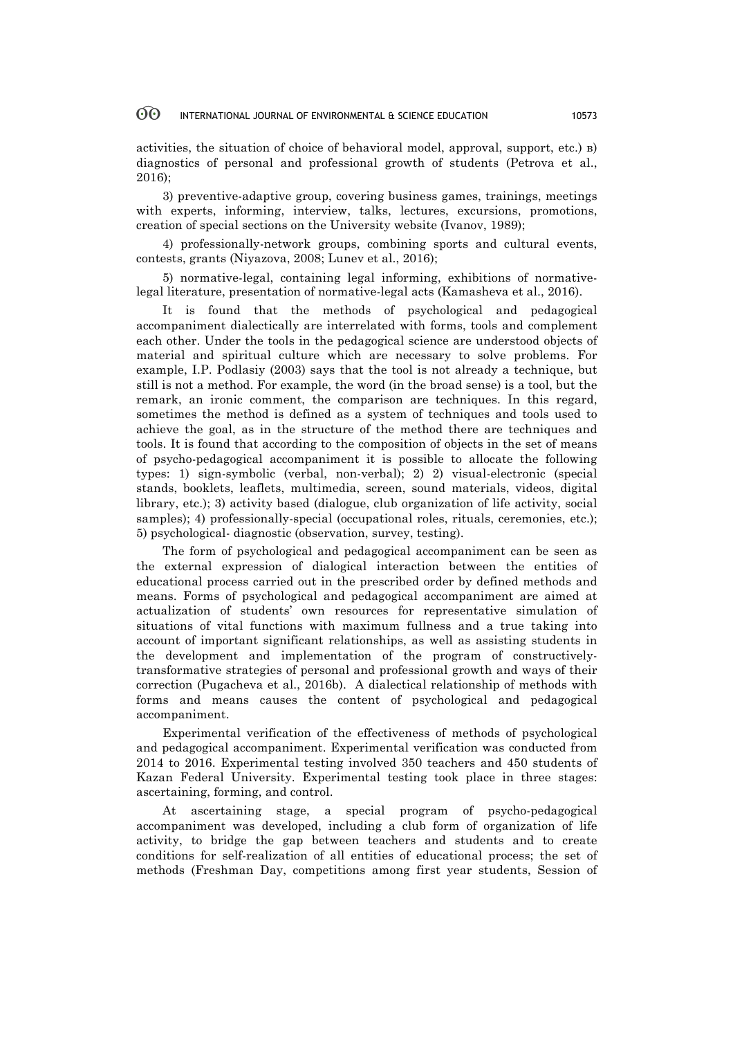activities, the situation of choice of behavioral model, approval, support, etc.) в) diagnostics of personal and professional growth of students (Petrova et al., 2016);

3) preventive-adaptive group, covering business games, trainings, meetings with experts, informing, interview, talks, lectures, excursions, promotions, creation of special sections on the University website (Ivanov, 1989);

4) professionally-network groups, combining sports and cultural events, contests, grants (Niyazova, 2008; Lunev et al., 2016);

5) normative-legal, containing legal informing, exhibitions of normative-legal literature, presentation of normative-legal acts (Kamasheva et al., 2016).

It is found that the methods of psychological and pedagogical accompaniment dialectically are interrelated with forms, tools and complement each other. Under the tools in the pedagogical science are understood objects of material and spiritual culture which are necessary to solve problems. For example, I.P. Podlasiy (2003) says that the tool is not already a technique, but still is not a method. For example, the word (in the broad sense) is a tool, but the remark, an ironic comment, the comparison are techniques. In this regard, sometimes the method is defined as a system of techniques and tools used to achieve the goal, as in the structure of the method there are techniques and tools. It is found that according to the composition of objects in the set of means of psycho-pedagogical accompaniment it is possible to allocate the following types: 1) sign-symbolic (verbal, non-verbal); 2) 2) visual-electronic (special stands, booklets, leaflets, multimedia, screen, sound materials, videos, digital library, etc.); 3) activity based (dialogue, club organization of life activity, social samples); 4) professionally-special (occupational roles, rituals, ceremonies, etc.); 5) psychological- diagnostic (observation, survey, testing).

The form of psychological and pedagogical accompaniment can be seen as the external expression of dialogical interaction between the entities of educational process carried out in the prescribed order by defined methods and means. Forms of psychological and pedagogical accompaniment are aimed at actualization of students' own resources for representative simulation of situations of vital functions with maximum fullness and a true taking into account of important significant relationships, as well as assisting students in the development and implementation of the program of constructively-transformative strategies of personal and professional growth and ways of their correction (Pugacheva et al., 2016b). A dialectical relationship of methods with forms and means causes the content of psychological and pedagogical accompaniment.

Experimental verification of the effectiveness of methods of psychological and pedagogical accompaniment. Experimental verification was conducted from 2014 to 2016. Experimental testing involved 350 teachers and 450 students of Kazan Federal University. Experimental testing took place in three stages: ascertaining, forming, and control.

At ascertaining stage, a special program of psycho-pedagogical accompaniment was developed, including a club form of organization of life activity, to bridge the gap between teachers and students and to create conditions for self-realization of all entities of educational process; the set of methods (Freshman Day, competitions among first year students, Session of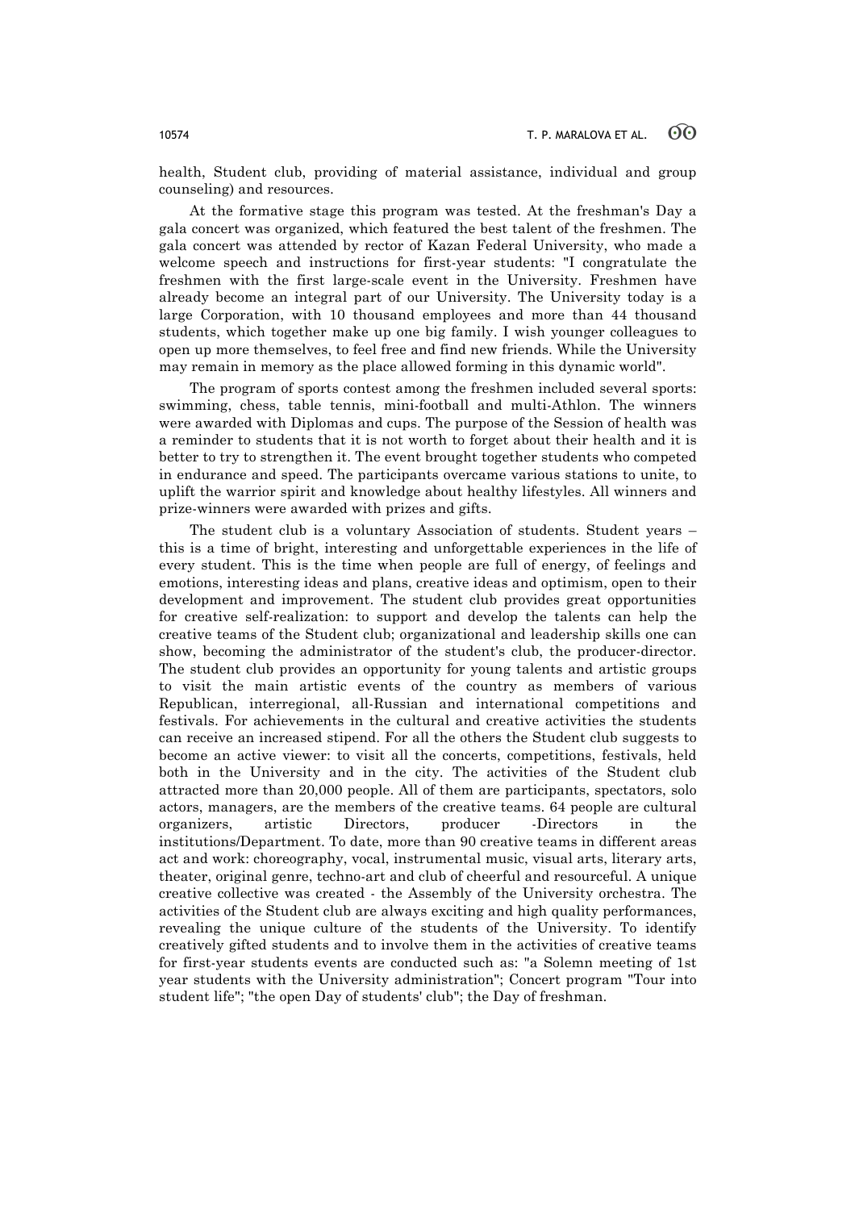health, Student club, providing of material assistance, individual and group counseling) and resources.

At the formative stage this program was tested. At the freshman's Day a gala concert was organized, which featured the best talent of the freshmen. The gala concert was attended by rector of Kazan Federal University, who made a welcome speech and instructions for first-year students: "I congratulate the freshmen with the first large-scale event in the University. Freshmen have already become an integral part of our University. The University today is a large Corporation, with 10 thousand employees and more than 44 thousand students, which together make up one big family. I wish younger colleagues to open up more themselves, to feel free and find new friends. While the University may remain in memory as the place allowed forming in this dynamic world".

The program of sports contest among the freshmen included several sports: swimming, chess, table tennis, mini-football and multi-Athlon. The winners were awarded with Diplomas and cups. The purpose of the Session of health was a reminder to students that it is not worth to forget about their health and it is better to try to strengthen it. The event brought together students who competed in endurance and speed. The participants overcame various stations to unite, to uplift the warrior spirit and knowledge about healthy lifestyles. All winners and prize-winners were awarded with prizes and gifts.

The student club is a voluntary Association of students. Student years – this is a time of bright, interesting and unforgettable experiences in the life of every student. This is the time when people are full of energy, of feelings and emotions, interesting ideas and plans, creative ideas and optimism, open to their development and improvement. The student club provides great opportunities for creative self-realization: to support and develop the talents can help the creative teams of the Student club; organizational and leadership skills one can show, becoming the administrator of the student's club, the producer-director. The student club provides an opportunity for young talents and artistic groups to visit the main artistic events of the country as members of various Republican, interregional, all-Russian and international competitions and festivals. For achievements in the cultural and creative activities the students can receive an increased stipend. For all the others the Student club suggests to become an active viewer: to visit all the concerts, competitions, festivals, held both in the University and in the city. The activities of the Student club attracted more than 20,000 people. All of them are participants, spectators, solo actors, managers, are the members of the creative teams. 64 people are cultural organizers, artistic Directors, producer -Directors in the institutions/Department. To date, more than 90 creative teams in different areas act and work: choreography, vocal, instrumental music, visual arts, literary arts, theater, original genre, techno-art and club of cheerful and resourceful. A unique creative collective was created - the Assembly of the University orchestra. The activities of the Student club are always exciting and high quality performances, revealing the unique culture of the students of the University. To identify creatively gifted students and to involve them in the activities of creative teams for first-year students events are conducted such as: "a Solemn meeting of 1st year students with the University administration"; Concert program "Tour into student life"; "the open Day of students' club"; the Day of freshman.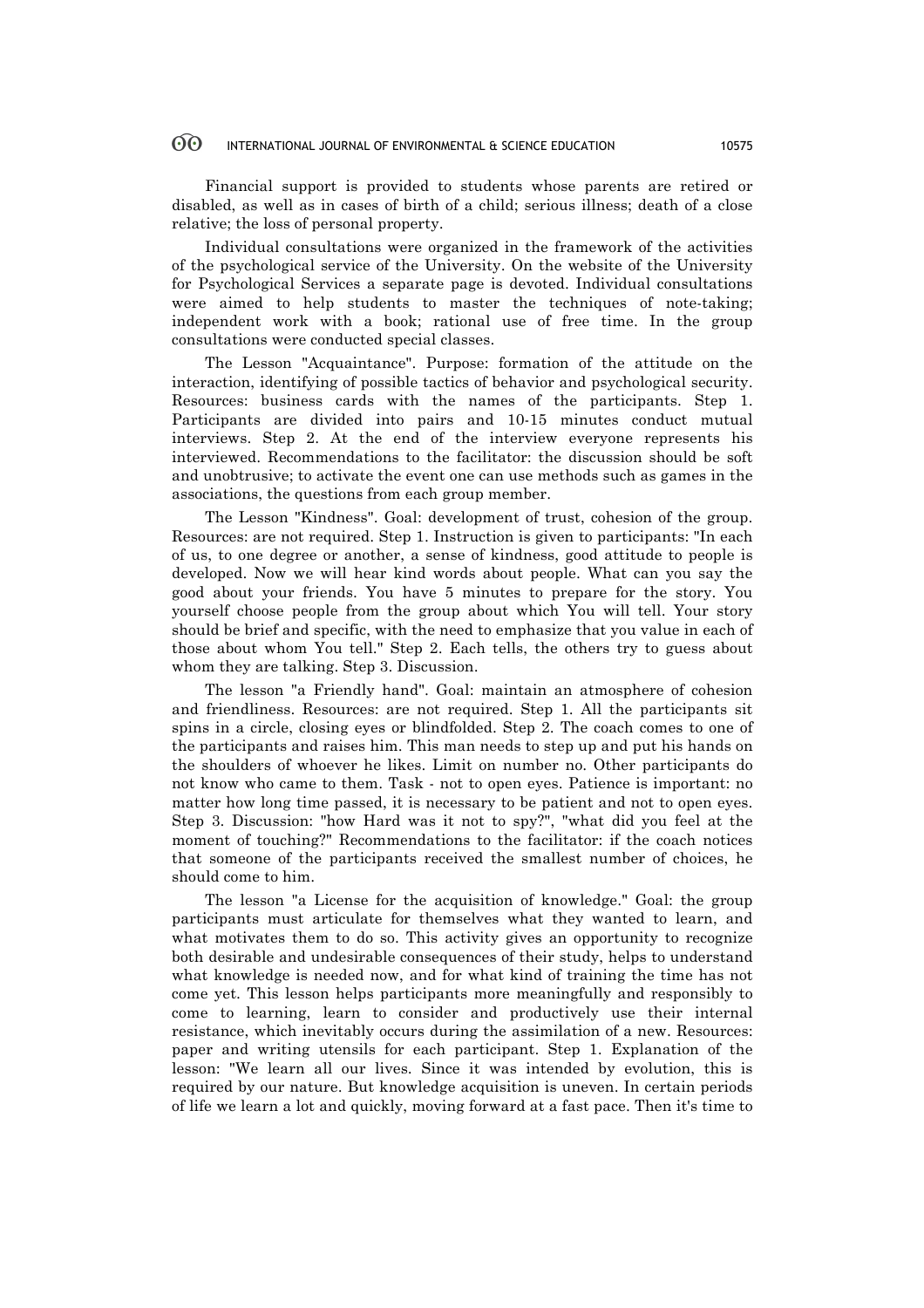Financial support is provided to students whose parents are retired or disabled, as well as in cases of birth of a child; serious illness; death of a close relative; the loss of personal property.

Individual consultations were organized in the framework of the activities of the psychological service of the University. On the website of the University for Psychological Services a separate page is devoted. Individual consultations were aimed to help students to master the techniques of note-taking; independent work with a book; rational use of free time. In the group consultations were conducted special classes.

The Lesson "Acquaintance". Purpose: formation of the attitude on the interaction, identifying of possible tactics of behavior and psychological security. Resources: business cards with the names of the participants. Step 1. Participants are divided into pairs and 10-15 minutes conduct mutual interviews. Step 2. At the end of the interview everyone represents his interviewed. Recommendations to the facilitator: the discussion should be soft and unobtrusive; to activate the event one can use methods such as games in the associations, the questions from each group member.

The Lesson "Kindness". Goal: development of trust, cohesion of the group. Resources: are not required. Step 1. Instruction is given to participants: "In each of us, to one degree or another, a sense of kindness, good attitude to people is developed. Now we will hear kind words about people. What can you say the good about your friends. You have 5 minutes to prepare for the story. You yourself choose people from the group about which You will tell. Your story should be brief and specific, with the need to emphasize that you value in each of those about whom You tell." Step 2. Each tells, the others try to guess about whom they are talking. Step 3. Discussion.

The lesson "a Friendly hand". Goal: maintain an atmosphere of cohesion and friendliness. Resources: are not required. Step 1. All the participants sit spins in a circle, closing eyes or blindfolded. Step 2. The coach comes to one of the participants and raises him. This man needs to step up and put his hands on the shoulders of whoever he likes. Limit on number no. Other participants do not know who came to them. Task - not to open eyes. Patience is important: no matter how long time passed, it is necessary to be patient and not to open eyes. Step 3. Discussion: "how Hard was it not to spy?", "what did you feel at the moment of touching?" Recommendations to the facilitator: if the coach notices that someone of the participants received the smallest number of choices, he should come to him.

The lesson "a License for the acquisition of knowledge." Goal: the group participants must articulate for themselves what they wanted to learn, and what motivates them to do so. This activity gives an opportunity to recognize both desirable and undesirable consequences of their study, helps to understand what knowledge is needed now, and for what kind of training the time has not come yet. This lesson helps participants more meaningfully and responsibly to come to learning, learn to consider and productively use their internal resistance, which inevitably occurs during the assimilation of a new. Resources: paper and writing utensils for each participant. Step 1. Explanation of the lesson: "We learn all our lives. Since it was intended by evolution, this is required by our nature. But knowledge acquisition is uneven. In certain periods of life we learn a lot and quickly, moving forward at a fast pace. Then it's time to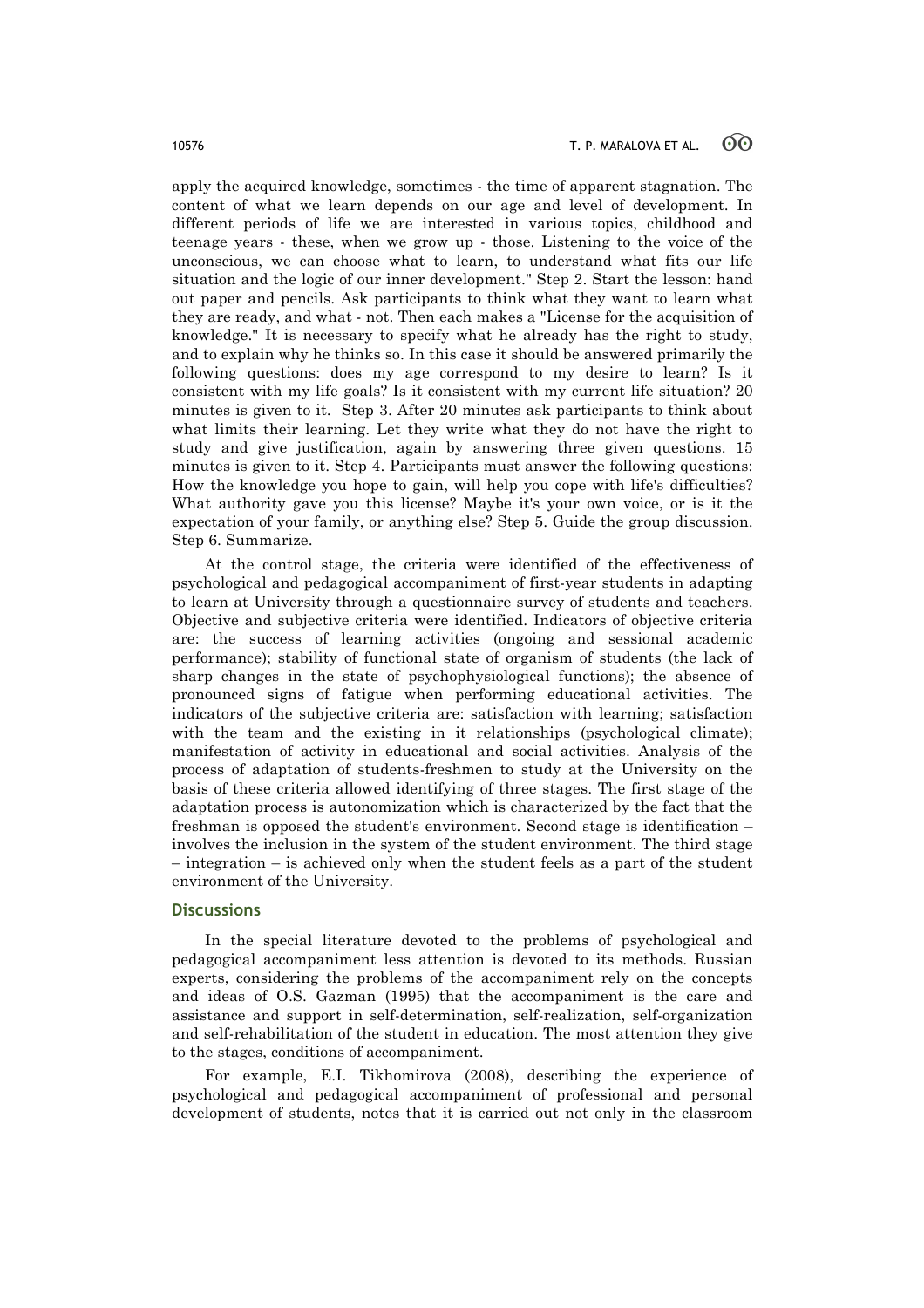apply the acquired knowledge, sometimes - the time of apparent stagnation. The content of what we learn depends on our age and level of development. In different periods of life we are interested in various topics, childhood and teenage years - these, when we grow up - those. Listening to the voice of the unconscious, we can choose what to learn, to understand what fits our life situation and the logic of our inner development." Step 2. Start the lesson: hand out paper and pencils. Ask participants to think what they want to learn what they are ready, and what - not. Then each makes a "License for the acquisition of knowledge." It is necessary to specify what he already has the right to study, and to explain why he thinks so. In this case it should be answered primarily the following questions: does my age correspond to my desire to learn? Is it consistent with my life goals? Is it consistent with my current life situation? 20 minutes is given to it.  Step 3. After 20 minutes ask participants to think about what limits their learning. Let they write what they do not have the right to study and give justification, again by answering three given questions. 15 minutes is given to it. Step 4. Participants must answer the following questions: How the knowledge you hope to gain, will help you cope with life's difficulties? What authority gave you this license? Maybe it's your own voice, or is it the expectation of your family, or anything else? Step 5. Guide the group discussion. Step 6. Summarize.

At the control stage, the criteria were identified of the effectiveness of psychological and pedagogical accompaniment of first-year students in adapting to learn at University through a questionnaire survey of students and teachers. Objective and subjective criteria were identified. Indicators of objective criteria are: the success of learning activities (ongoing and sessional academic performance); stability of functional state of organism of students (the lack of sharp changes in the state of psychophysiological functions); the absence of pronounced signs of fatigue when performing educational activities. The indicators of the subjective criteria are: satisfaction with learning; satisfaction with the team and the existing in it relationships (psychological climate); manifestation of activity in educational and social activities. Analysis of the process of adaptation of students-freshmen to study at the University on the basis of these criteria allowed identifying of three stages. The first stage of the adaptation process is autonomization which is characterized by the fact that the freshman is opposed the student's environment. Second stage is identification – involves the inclusion in the system of the student environment. The third stage – integration – is achieved only when the student feels as a part of the student environment of the University.

## Discussions

In the special literature devoted to the problems of psychological and pedagogical accompaniment less attention is devoted to its methods. Russian experts, considering the problems of the accompaniment rely on the concepts and ideas of O.S. Gazman (1995) that the accompaniment is the care and assistance and support in self-determination, self-realization, self-organization and self-rehabilitation of the student in education. The most attention they give to the stages, conditions of accompaniment.

For example, E.I. Tikhomirova (2008), describing the experience of psychological and pedagogical accompaniment of professional and personal development of students, notes that it is carried out not only in the classroom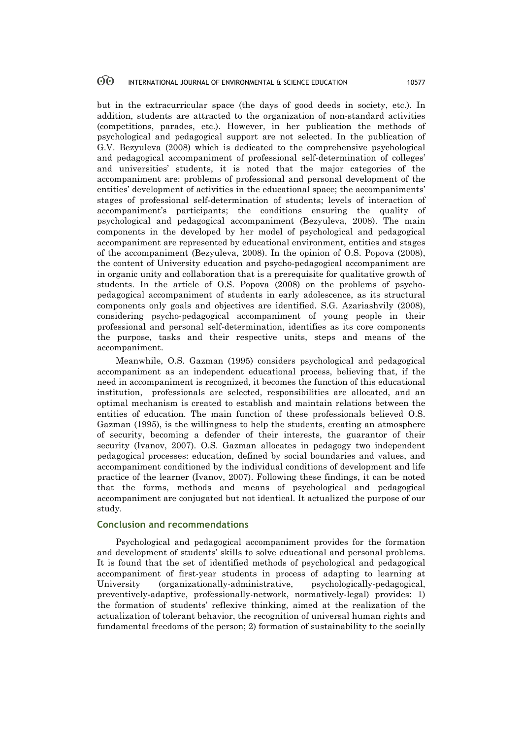but in the extracurricular space (the days of good deeds in society, etc.). In addition, students are attracted to the organization of non-standard activities (competitions, parades, etc.). However, in her publication the methods of psychological and pedagogical support are not selected. In the publication of G.V. Bezyuleva (2008) which is dedicated to the comprehensive psychological and pedagogical accompaniment of professional self-determination of colleges' and universities' students, it is noted that the major categories of the accompaniment are: problems of professional and personal development of the entities' development of activities in the educational space; the accompaniments' stages of professional self-determination of students; levels of interaction of accompaniment's participants; the conditions ensuring the quality of psychological and pedagogical accompaniment (Bezyuleva, 2008). The main components in the developed by her model of psychological and pedagogical accompaniment are represented by educational environment, entities and stages of the accompaniment (Bezyuleva, 2008). In the opinion of O.S. Popova (2008), the content of University education and psycho-pedagogical accompaniment are in organic unity and collaboration that is a prerequisite for qualitative growth of students. In the article of O.S. Popova (2008) on the problems of psycho-pedagogical accompaniment of students in early adolescence, as its structural components only goals and objectives are identified. S.G. Azariashvily (2008), considering psycho-pedagogical accompaniment of young people in their professional and personal self-determination, identifies as its core components the purpose, tasks and their respective units, steps and means of the accompaniment.

Meanwhile, O.S. Gazman (1995) considers psychological and pedagogical accompaniment as an independent educational process, believing that, if the need in accompaniment is recognized, it becomes the function of this educational institution, professionals are selected, responsibilities are allocated, and an optimal mechanism is created to establish and maintain relations between the entities of education. The main function of these professionals believed O.S. Gazman (1995), is the willingness to help the students, creating an atmosphere of security, becoming a defender of their interests, the guarantor of their security (Ivanov, 2007). O.S. Gazman allocates in pedagogy two independent pedagogical processes: education, defined by social boundaries and values, and accompaniment conditioned by the individual conditions of development and life practice of the learner (Ivanov, 2007). Following these findings, it can be noted that the forms, methods and means of psychological and pedagogical accompaniment are conjugated but not identical. It actualized the purpose of our study.

## Conclusion and recommendations

Psychological and pedagogical accompaniment provides for the formation and development of students' skills to solve educational and personal problems. It is found that the set of identified methods of psychological and pedagogical accompaniment of first-year students in process of adapting to learning at University (organizationally-administrative, psychologically-pedagogical, preventively-adaptive, professionally-network, normatively-legal) provides: 1) the formation of students' reflexive thinking, aimed at the realization of the actualization of tolerant behavior, the recognition of universal human rights and fundamental freedoms of the person; 2) formation of sustainability to the socially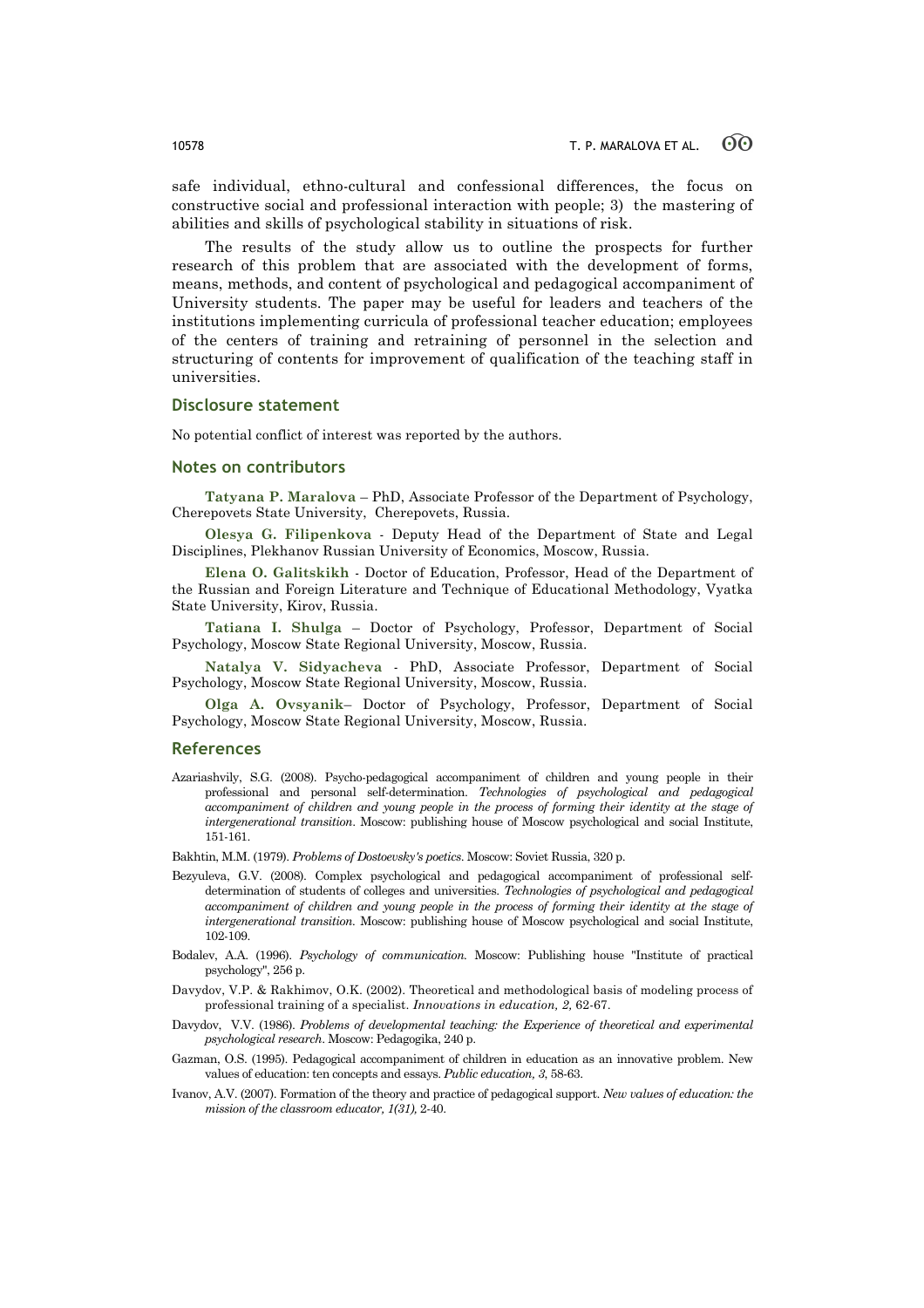safe individual, ethno-cultural and confessional differences, the focus on constructive social and professional interaction with people; 3) the mastering of abilities and skills of psychological stability in situations of risk.

The results of the study allow us to outline the prospects for further research of this problem that are associated with the development of forms, means, methods, and content of psychological and pedagogical accompaniment of University students. The paper may be useful for leaders and teachers of the institutions implementing curricula of professional teacher education; employees of the centers of training and retraining of personnel in the selection and structuring of contents for improvement of qualification of the teaching staff in universities.

## Disclosure statement

No potential conflict of interest was reported by the authors.

## Notes on contributors

**Tatyana P. Maralova** – PhD, Associate Professor of the Department of Psychology, Cherepovets State University, Cherepovets, Russia.

**Olesya G. Filipenkova** - Deputy Head of the Department of State and Legal Disciplines, Plekhanov Russian University of Economics, Moscow, Russia.

**Elena O. Galitskikh** - Doctor of Education, Professor, Head of the Department of the Russian and Foreign Literature and Technique of Educational Methodology, Vyatka State University, Kirov, Russia.

**Tatiana I. Shulga** – Doctor of Psychology, Professor, Department of Social Psychology, Moscow State Regional University, Moscow, Russia.

**Natalya V. Sidyacheva** - PhD, Associate Professor, Department of Social Psychology, Moscow State Regional University, Moscow, Russia.

**Olga A. Ovsyanik**– Doctor of Psychology, Professor, Department of Social Psychology, Moscow State Regional University, Moscow, Russia.

## References

Azariashvily, S.G. (2008). Psycho-pedagogical accompaniment of children and young people in their professional and personal self-determination. *Technologies of psychological and pedagogical accompaniment of children and young people in the process of forming their identity at the stage of intergenerational transition*. Moscow: publishing house of Moscow psychological and social Institute, 151-161.

Bakhtin, M.M. (1979). *Problems of Dostoevsky's poetics*. Moscow: Soviet Russia, 320 p.

Bezyuleva, G.V. (2008). Complex psychological and pedagogical accompaniment of professional self-determination of students of colleges and universities. *Technologies of psychological and pedagogical accompaniment of children and young people in the process of forming their identity at the stage of intergenerational transition.* Moscow: publishing house of Moscow psychological and social Institute, 102-109.

Bodalev, A.A. (1996). *Psychology of communication.* Moscow: Publishing house "Institute of practical psychology", 256 p.

Davydov, V.P. & Rakhimov, O.K. (2002). Theoretical and methodological basis of modeling process of professional training of a specialist. *Innovations in education, 2,* 62-67.

Davydov, V.V. (1986). *Problems of developmental teaching: the Experience of theoretical and experimental psychological research*. Moscow: Pedagogika, 240 p.

Gazman, O.S. (1995). Pedagogical accompaniment of children in education as an innovative problem. New values of education: ten concepts and essays. *Public education, 3*, 58-63.

Ivanov, A.V. (2007). Formation of the theory and practice of pedagogical support. *New values of education: the mission of the classroom educator, 1(31),* 2-40.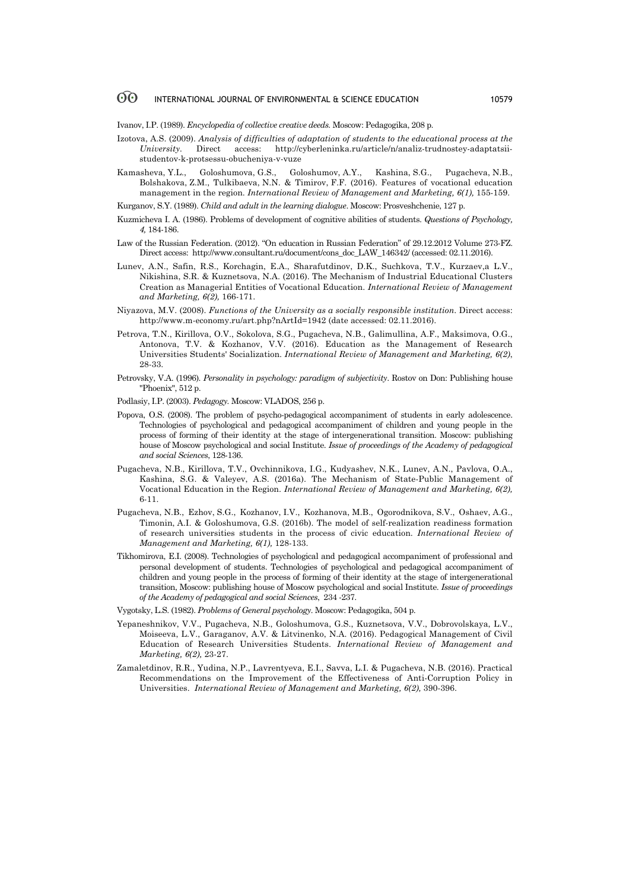Ivanov, I.P. (1989). *Encyclopedia of collective creative deeds.* Moscow: Pedagogika, 208 p.

Izotova, A.S. (2009). *Analysis of difficulties of adaptation of students to the educational process at the University*. Direct access: http://cyberleninka.ru/article/n/analiz-trudnostey-adaptatsii-studentov-k-protsessu-obucheniya-v-vuze

Kamasheva, Y.L., Goloshumova, G.S., Goloshumov, A.Y., Kashina, S.G., Pugacheva, N.B., Bolshakova, Z.M., Tulkibaeva, N.N. & Timirov, F.F. (2016). Features of vocational education management in the region. *International Review of Management and Marketing, 6(1),* 155-159.

Kurganov, S.Y. (1989). *Child and adult in the learning dialogue*. Moscow: Prosveshchenie, 127 p.

Kuzmicheva I. A. (1986). Problems of development of cognitive abilities of students. *Questions of Psychology, 4,* 184-186.

Law of the Russian Federation. (2012). "On education in Russian Federation" of 29.12.2012 Volume 273-FZ. Direct access: http://www.consultant.ru/document/cons_doc_LAW_146342/ (accessed: 02.11.2016).

Lunev, A.N., Safin, R.S., Korchagin, E.A., Sharafutdinov, D.K., Suchkova, T.V., Kurzaev,a L.V., Nikishina, S.R. & Kuznetsova, N.A. (2016). The Mechanism of Industrial Educational Clusters Creation as Managerial Entities of Vocational Education. *International Review of Management and Marketing, 6(2),* 166-171.

Niyazova, M.V. (2008). *Functions of the University as a socially responsible institution*. Direct access: http://www.m-economy.ru/art.php?nArtId=1942 (date accessed: 02.11.2016).

Petrova, T.N., Kirillova, O.V., Sokolova, S.G., Pugacheva, N.B., Galimullina, A.F., Maksimova, O.G., Antonova, T.V. & Kozhanov, V.V. (2016). Education as the Management of Research Universities Students' Socialization. *International Review of Management and Marketing, 6(2)*, 28-33.

Petrovsky, V.A. (1996). *Personality in psychology: paradigm of subjectivity*. Rostov on Don: Publishing house "Phoenix", 512 p.

Podlasiy, I.P. (2003). *Pedagogy.* Moscow: VLADOS, 256 p.

Popova, O.S. (2008). The problem of psycho-pedagogical accompaniment of students in early adolescence. Technologies of psychological and pedagogical accompaniment of children and young people in the process of forming of their identity at the stage of intergenerational transition. Moscow: publishing house of Moscow psychological and social Institute. *Issue of proceedings of the Academy of pedagogical and social Sciences*, 128-136.

Pugacheva, N.B., Kirillova, T.V., Ovchinnikova, I.G., Kudyashev, N.K., Lunev, A.N., Pavlova, O.A., Kashina, S.G. & Valeyev, A.S. (2016a). The Mechanism of State-Public Management of Vocational Education in the Region. *International Review of Management and Marketing, 6(2),* 6-11.

Pugacheva, N.B., Ezhov, S.G., Kozhanov, I.V., Kozhanova, M.B., Ogorodnikova, S.V., Oshaev, A.G., Timonin, A.I. & Goloshumova, G.S. (2016b). The model of self-realization readiness formation of research universities students in the process of civic education. *International Review of Management and Marketing, 6(1),* 128-133.

Tikhomirova, E.I. (2008). Technologies of psychological and pedagogical accompaniment of professional and personal development of students. Technologies of psychological and pedagogical accompaniment of children and young people in the process of forming of their identity at the stage of intergenerational transition, Moscow: publishing house of Moscow psychological and social Institute. *Issue of proceedings of the Academy of pedagogical and social Sciences*, 234 -237.

Vygotsky, L.S. (1982). *Problems of General psychology*. Moscow: Pedagogika, 504 p.

Yepaneshnikov, V.V., Pugacheva, N.B., Goloshumova, G.S., Kuznetsova, V.V., Dobrovolskaya, L.V., Moiseeva, L.V., Garaganov, A.V. & Litvinenko, N.A. (2016). Pedagogical Management of Civil Education of Research Universities Students. *International Review of Management and Marketing, 6(2),* 23-27.

Zamaletdinov, R.R., Yudina, N.P., Lavrentyeva, E.I., Savva, L.I. & Pugacheva, N.B. (2016). Practical Recommendations on the Improvement of the Effectiveness of Anti-Corruption Policy in Universities. *International Review of Management and Marketing, 6(2),* 390-396.